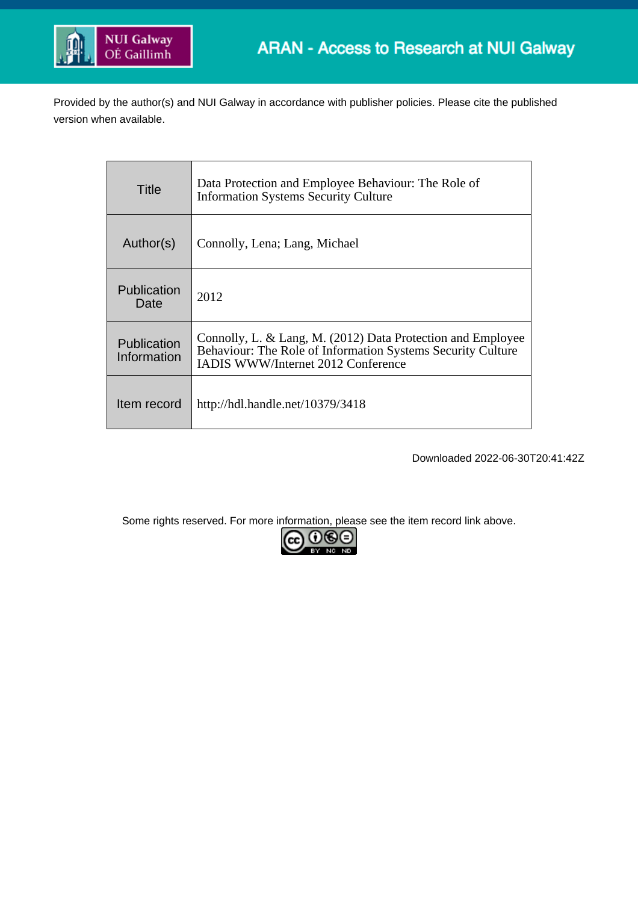ARAN - Access to Research at NUI Galway

Provided by the author(s) and NUI Galway in accordance with publisher policies. Please cite the published version when available.

| | |
|---|---|
| Title | Data Protection and Employee Behaviour: The Role of Information Systems Security Culture |
| Author(s) | Connolly, Lena; Lang, Michael |
| Publication Date | 2012 |
| Publication Information | Connolly, L. & Lang, M. (2012) Data Protection and Employee Behaviour: The Role of Information Systems Security Culture IADIS WWW/Internet 2012 Conference |
| Item record | http://hdl.handle.net/10379/3418 |

Downloaded 2022-06-30T20:41:42Z

Some rights reserved. For more information, please see the item record link above.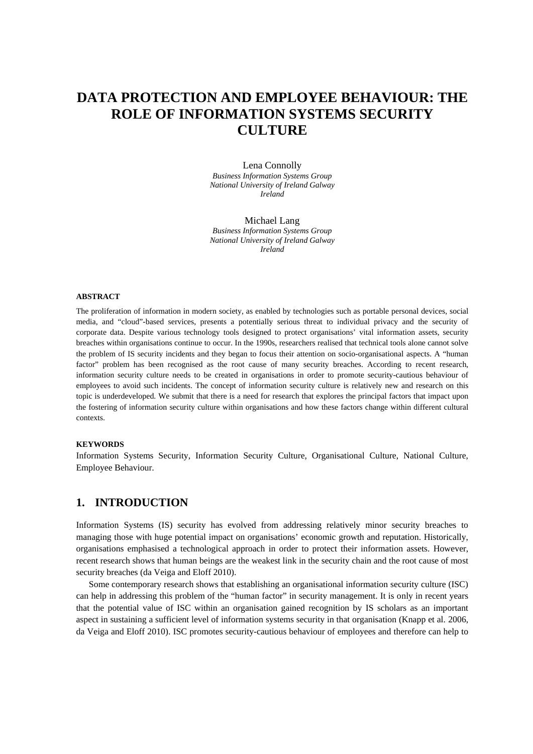# DATA PROTECTION AND EMPLOYEE BEHAVIOUR: THE ROLE OF INFORMATION SYSTEMS SECURITY CULTURE

Lena Connolly
*Business Information Systems Group*
*National University of Ireland Galway*
*Ireland*

Michael Lang
*Business Information Systems Group*
*National University of Ireland Galway*
*Ireland*

#### ABSTRACT

The proliferation of information in modern society, as enabled by technologies such as portable personal devices, social media, and "cloud"-based services, presents a potentially serious threat to individual privacy and the security of corporate data. Despite various technology tools designed to protect organisations' vital information assets, security breaches within organisations continue to occur. In the 1990s, researchers realised that technical tools alone cannot solve the problem of IS security incidents and they began to focus their attention on socio-organisational aspects. A "human factor" problem has been recognised as the root cause of many security breaches. According to recent research, information security culture needs to be created in organisations in order to promote security-cautious behaviour of employees to avoid such incidents. The concept of information security culture is relatively new and research on this topic is underdeveloped. We submit that there is a need for research that explores the principal factors that impact upon the fostering of information security culture within organisations and how these factors change within different cultural contexts.

#### KEYWORDS

Information Systems Security, Information Security Culture, Organisational Culture, National Culture, Employee Behaviour.

## 1. INTRODUCTION

Information Systems (IS) security has evolved from addressing relatively minor security breaches to managing those with huge potential impact on organisations' economic growth and reputation. Historically, organisations emphasised a technological approach in order to protect their information assets. However, recent research shows that human beings are the weakest link in the security chain and the root cause of most security breaches (da Veiga and Eloff 2010).

Some contemporary research shows that establishing an organisational information security culture (ISC) can help in addressing this problem of the "human factor" in security management. It is only in recent years that the potential value of ISC within an organisation gained recognition by IS scholars as an important aspect in sustaining a sufficient level of information systems security in that organisation (Knapp et al. 2006, da Veiga and Eloff 2010). ISC promotes security-cautious behaviour of employees and therefore can help to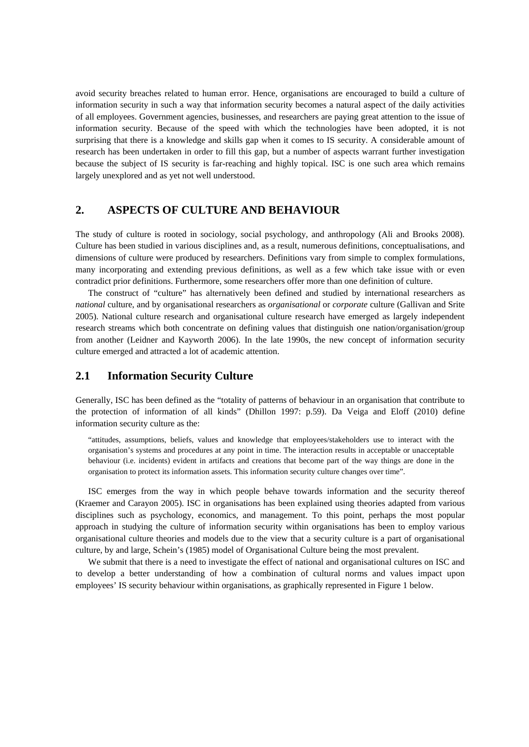avoid security breaches related to human error. Hence, organisations are encouraged to build a culture of information security in such a way that information security becomes a natural aspect of the daily activities of all employees. Government agencies, businesses, and researchers are paying great attention to the issue of information security. Because of the speed with which the technologies have been adopted, it is not surprising that there is a knowledge and skills gap when it comes to IS security. A considerable amount of research has been undertaken in order to fill this gap, but a number of aspects warrant further investigation because the subject of IS security is far-reaching and highly topical. ISC is one such area which remains largely unexplored and as yet not well understood.

## 2. ASPECTS OF CULTURE AND BEHAVIOUR

The study of culture is rooted in sociology, social psychology, and anthropology (Ali and Brooks 2008). Culture has been studied in various disciplines and, as a result, numerous definitions, conceptualisations, and dimensions of culture were produced by researchers. Definitions vary from simple to complex formulations, many incorporating and extending previous definitions, as well as a few which take issue with or even contradict prior definitions. Furthermore, some researchers offer more than one definition of culture.

The construct of "culture" has alternatively been defined and studied by international researchers as *national* culture, and by organisational researchers as *organisational* or *corporate* culture (Gallivan and Srite 2005). National culture research and organisational culture research have emerged as largely independent research streams which both concentrate on defining values that distinguish one nation/organisation/group from another (Leidner and Kayworth 2006). In the late 1990s, the new concept of information security culture emerged and attracted a lot of academic attention.

### 2.1 Information Security Culture

Generally, ISC has been defined as the "totality of patterns of behaviour in an organisation that contribute to the protection of information of all kinds" (Dhillon 1997: p.59). Da Veiga and Eloff (2010) define information security culture as the:

> "attitudes, assumptions, beliefs, values and knowledge that employees/stakeholders use to interact with the organisation's systems and procedures at any point in time. The interaction results in acceptable or unacceptable behaviour (i.e. incidents) evident in artifacts and creations that become part of the way things are done in the organisation to protect its information assets. This information security culture changes over time".

ISC emerges from the way in which people behave towards information and the security thereof (Kraemer and Carayon 2005). ISC in organisations has been explained using theories adapted from various disciplines such as psychology, economics, and management. To this point, perhaps the most popular approach in studying the culture of information security within organisations has been to employ various organisational culture theories and models due to the view that a security culture is a part of organisational culture, by and large, Schein's (1985) model of Organisational Culture being the most prevalent.

We submit that there is a need to investigate the effect of national and organisational cultures on ISC and to develop a better understanding of how a combination of cultural norms and values impact upon employees' IS security behaviour within organisations, as graphically represented in Figure 1 below.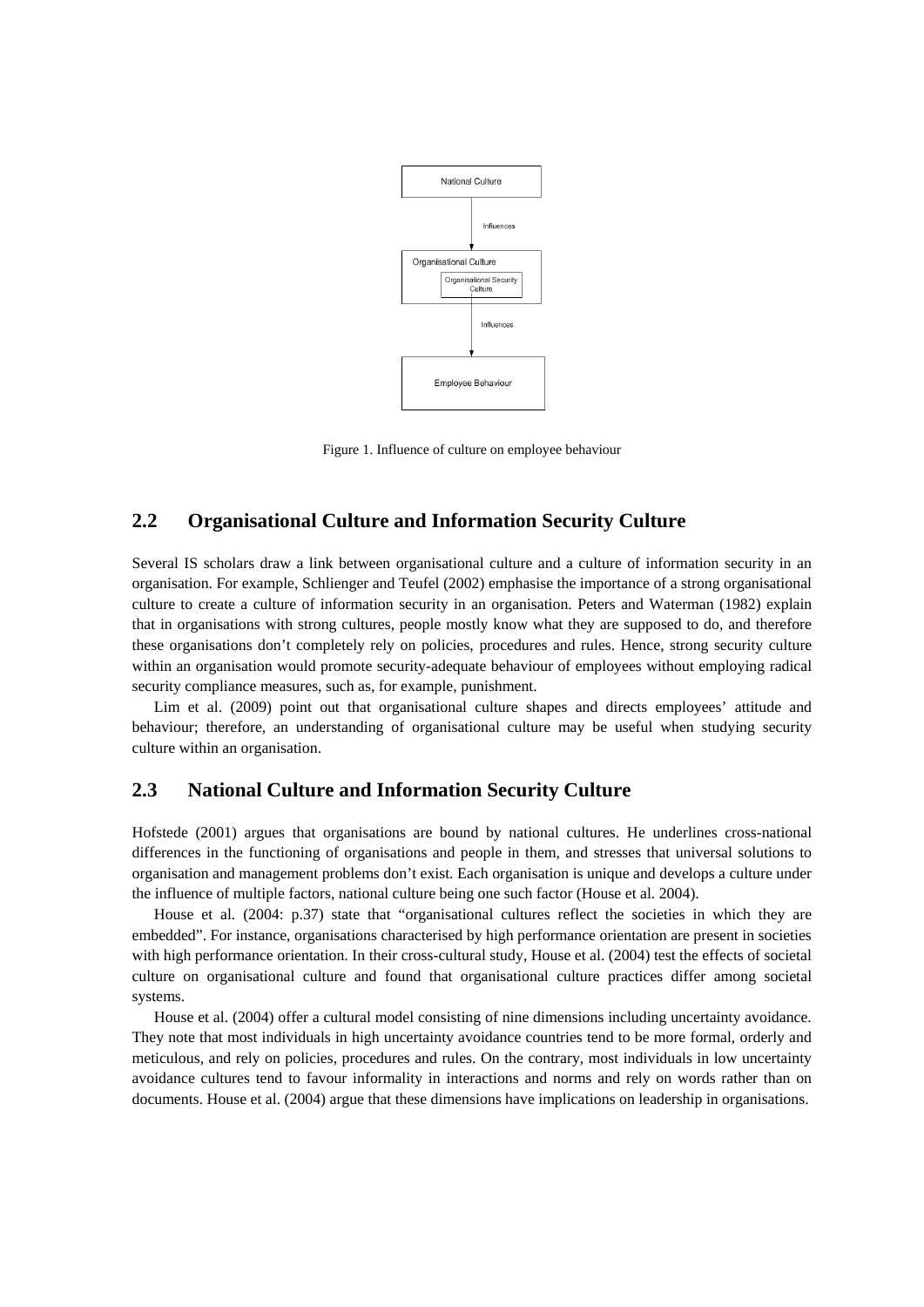Figure 1. Influence of culture on employee behaviour

## 2.2 Organisational Culture and Information Security Culture

Several IS scholars draw a link between organisational culture and a culture of information security in an organisation. For example, Schlienger and Teufel (2002) emphasise the importance of a strong organisational culture to create a culture of information security in an organisation. Peters and Waterman (1982) explain that in organisations with strong cultures, people mostly know what they are supposed to do, and therefore these organisations don't completely rely on policies, procedures and rules. Hence, strong security culture within an organisation would promote security-adequate behaviour of employees without employing radical security compliance measures, such as, for example, punishment.

Lim et al. (2009) point out that organisational culture shapes and directs employees' attitude and behaviour; therefore, an understanding of organisational culture may be useful when studying security culture within an organisation.

## 2.3 National Culture and Information Security Culture

Hofstede (2001) argues that organisations are bound by national cultures. He underlines cross-national differences in the functioning of organisations and people in them, and stresses that universal solutions to organisation and management problems don't exist. Each organisation is unique and develops a culture under the influence of multiple factors, national culture being one such factor (House et al. 2004).

House et al. (2004: p.37) state that "organisational cultures reflect the societies in which they are embedded". For instance, organisations characterised by high performance orientation are present in societies with high performance orientation. In their cross-cultural study, House et al. (2004) test the effects of societal culture on organisational culture and found that organisational culture practices differ among societal systems.

House et al. (2004) offer a cultural model consisting of nine dimensions including uncertainty avoidance. They note that most individuals in high uncertainty avoidance countries tend to be more formal, orderly and meticulous, and rely on policies, procedures and rules. On the contrary, most individuals in low uncertainty avoidance cultures tend to favour informality in interactions and norms and rely on words rather than on documents. House et al. (2004) argue that these dimensions have implications on leadership in organisations.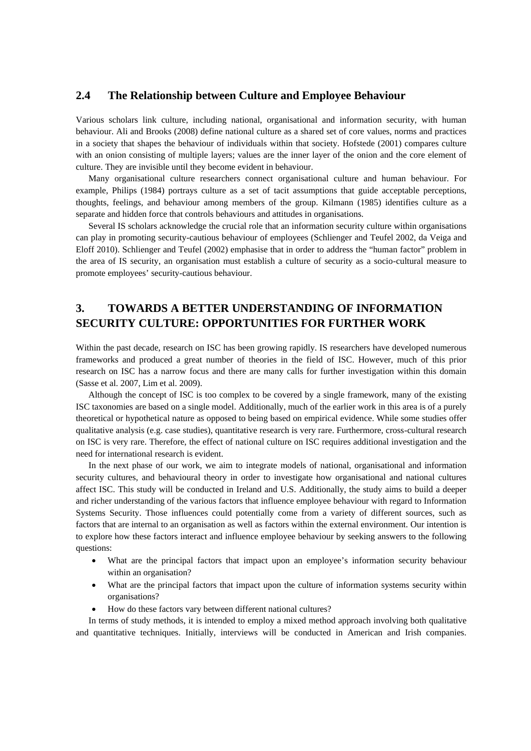### 2.4 The Relationship between Culture and Employee Behaviour

Various scholars link culture, including national, organisational and information security, with human behaviour. Ali and Brooks (2008) define national culture as a shared set of core values, norms and practices in a society that shapes the behaviour of individuals within that society. Hofstede (2001) compares culture with an onion consisting of multiple layers; values are the inner layer of the onion and the core element of culture. They are invisible until they become evident in behaviour.

Many organisational culture researchers connect organisational culture and human behaviour. For example, Philips (1984) portrays culture as a set of tacit assumptions that guide acceptable perceptions, thoughts, feelings, and behaviour among members of the group. Kilmann (1985) identifies culture as a separate and hidden force that controls behaviours and attitudes in organisations.

Several IS scholars acknowledge the crucial role that an information security culture within organisations can play in promoting security-cautious behaviour of employees (Schlienger and Teufel 2002, da Veiga and Eloff 2010). Schlienger and Teufel (2002) emphasise that in order to address the "human factor" problem in the area of IS security, an organisation must establish a culture of security as a socio-cultural measure to promote employees' security-cautious behaviour.

## 3. TOWARDS A BETTER UNDERSTANDING OF INFORMATION SECURITY CULTURE: OPPORTUNITIES FOR FURTHER WORK

Within the past decade, research on ISC has been growing rapidly. IS researchers have developed numerous frameworks and produced a great number of theories in the field of ISC. However, much of this prior research on ISC has a narrow focus and there are many calls for further investigation within this domain (Sasse et al. 2007, Lim et al. 2009).

Although the concept of ISC is too complex to be covered by a single framework, many of the existing ISC taxonomies are based on a single model. Additionally, much of the earlier work in this area is of a purely theoretical or hypothetical nature as opposed to being based on empirical evidence. While some studies offer qualitative analysis (e.g. case studies), quantitative research is very rare. Furthermore, cross-cultural research on ISC is very rare. Therefore, the effect of national culture on ISC requires additional investigation and the need for international research is evident.

In the next phase of our work, we aim to integrate models of national, organisational and information security cultures, and behavioural theory in order to investigate how organisational and national cultures affect ISC. This study will be conducted in Ireland and U.S. Additionally, the study aims to build a deeper and richer understanding of the various factors that influence employee behaviour with regard to Information Systems Security. Those influences could potentially come from a variety of different sources, such as factors that are internal to an organisation as well as factors within the external environment. Our intention is to explore how these factors interact and influence employee behaviour by seeking answers to the following questions:

- What are the principal factors that impact upon an employee's information security behaviour within an organisation?
- What are the principal factors that impact upon the culture of information systems security within organisations?
- How do these factors vary between different national cultures?

In terms of study methods, it is intended to employ a mixed method approach involving both qualitative and quantitative techniques. Initially, interviews will be conducted in American and Irish companies.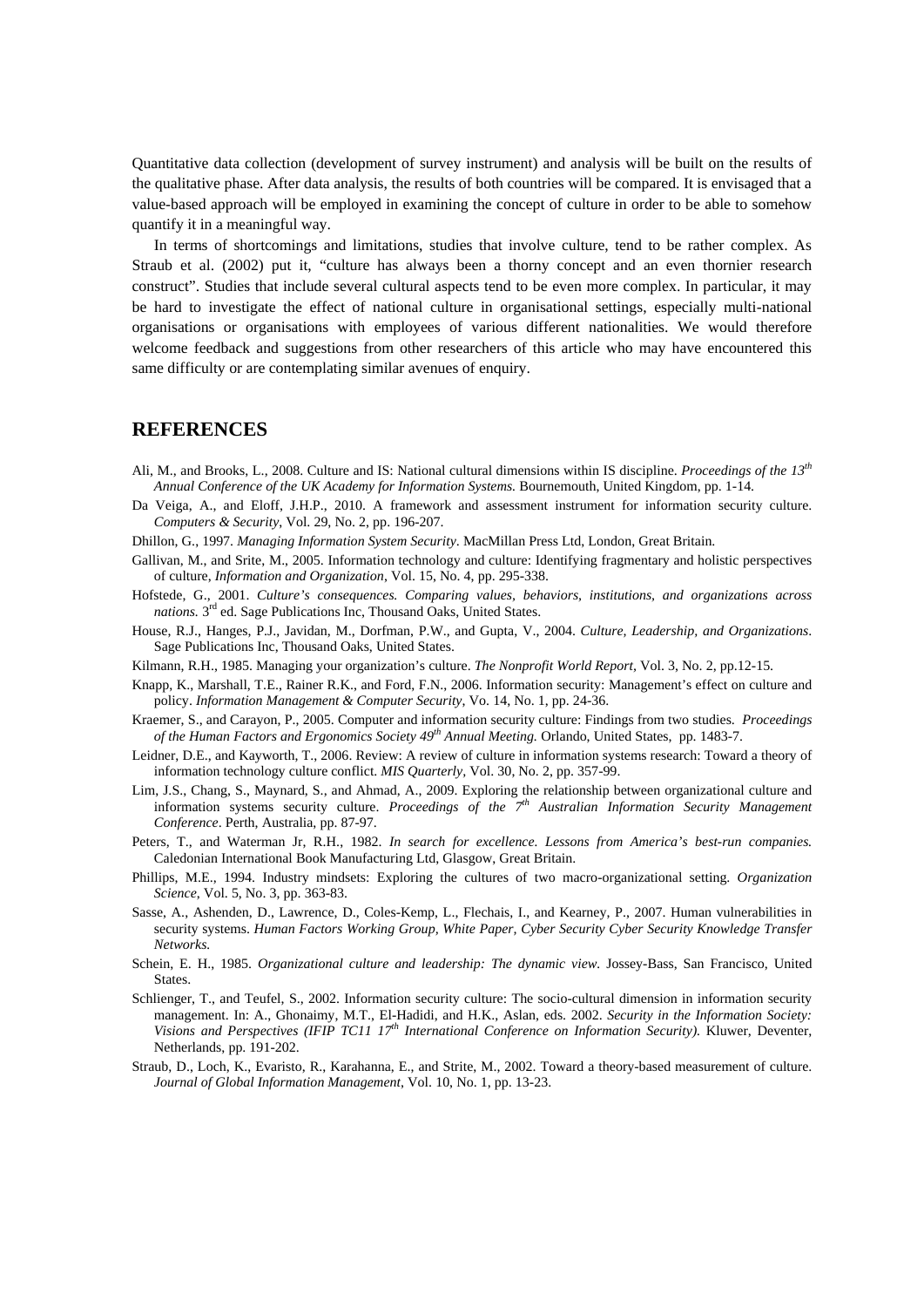Quantitative data collection (development of survey instrument) and analysis will be built on the results of the qualitative phase. After data analysis, the results of both countries will be compared. It is envisaged that a value-based approach will be employed in examining the concept of culture in order to be able to somehow quantify it in a meaningful way.

In terms of shortcomings and limitations, studies that involve culture, tend to be rather complex. As Straub et al. (2002) put it, "culture has always been a thorny concept and an even thornier research construct". Studies that include several cultural aspects tend to be even more complex. In particular, it may be hard to investigate the effect of national culture in organisational settings, especially multi-national organisations or organisations with employees of various different nationalities. We would therefore welcome feedback and suggestions from other researchers of this article who may have encountered this same difficulty or are contemplating similar avenues of enquiry.

## REFERENCES

Ali, M., and Brooks, L., 2008. Culture and IS: National cultural dimensions within IS discipline. *Proceedings of the 13th Annual Conference of the UK Academy for Information Systems.* Bournemouth, United Kingdom, pp. 1-14.

Da Veiga, A., and Eloff, J.H.P., 2010. A framework and assessment instrument for information security culture. *Computers & Security*, Vol. 29, No. 2, pp. 196-207.

Dhillon, G., 1997. *Managing Information System Security*. MacMillan Press Ltd, London, Great Britain.

Gallivan, M., and Srite, M., 2005. Information technology and culture: Identifying fragmentary and holistic perspectives of culture, *Information and Organization*, Vol. 15, No. 4, pp. 295-338.

Hofstede, G., 2001. *Culture's consequences. Comparing values, behaviors, institutions, and organizations across nations.* 3rd ed. Sage Publications Inc, Thousand Oaks, United States.

House, R.J., Hanges, P.J., Javidan, M., Dorfman, P.W., and Gupta, V., 2004. *Culture, Leadership, and Organizations*. Sage Publications Inc, Thousand Oaks, United States.

Kilmann, R.H., 1985. Managing your organization's culture. *The Nonprofit World Report*, Vol. 3, No. 2, pp.12-15.

Knapp, K., Marshall, T.E., Rainer R.K., and Ford, F.N., 2006. Information security: Management's effect on culture and policy. *Information Management & Computer Security*, Vo. 14, No. 1, pp. 24-36.

Kraemer, S., and Carayon, P., 2005. Computer and information security culture: Findings from two studies. *Proceedings of the Human Factors and Ergonomics Society 49th Annual Meeting.* Orlando, United States, pp. 1483-7.

Leidner, D.E., and Kayworth, T., 2006. Review: A review of culture in information systems research: Toward a theory of information technology culture conflict. *MIS Quarterly*, Vol. 30, No. 2, pp. 357-99.

Lim, J.S., Chang, S., Maynard, S., and Ahmad, A., 2009. Exploring the relationship between organizational culture and information systems security culture. *Proceedings of the 7th Australian Information Security Management Conference*. Perth, Australia, pp. 87-97.

Peters, T., and Waterman Jr, R.H., 1982. *In search for excellence. Lessons from America's best-run companies.* Caledonian International Book Manufacturing Ltd, Glasgow, Great Britain.

Phillips, M.E., 1994. Industry mindsets: Exploring the cultures of two macro-organizational setting. *Organization Science*, Vol. 5, No. 3, pp. 363-83.

Sasse, A., Ashenden, D., Lawrence, D., Coles-Kemp, L., Flechais, I., and Kearney, P., 2007. Human vulnerabilities in security systems. *Human Factors Working Group, White Paper, Cyber Security Cyber Security Knowledge Transfer Networks.*

Schein, E. H., 1985. *Organizational culture and leadership: The dynamic view.* Jossey-Bass, San Francisco, United States.

Schlienger, T., and Teufel, S., 2002. Information security culture: The socio-cultural dimension in information security management. In: A., Ghonaimy, M.T., El-Hadidi, and H.K., Aslan, eds. 2002. *Security in the Information Society: Visions and Perspectives (IFIP TC11 17th International Conference on Information Security).* Kluwer, Deventer, Netherlands, pp. 191-202.

Straub, D., Loch, K., Evaristo, R., Karahanna, E., and Strite, M., 2002. Toward a theory-based measurement of culture. *Journal of Global Information Management*, Vol. 10, No. 1, pp. 13-23.